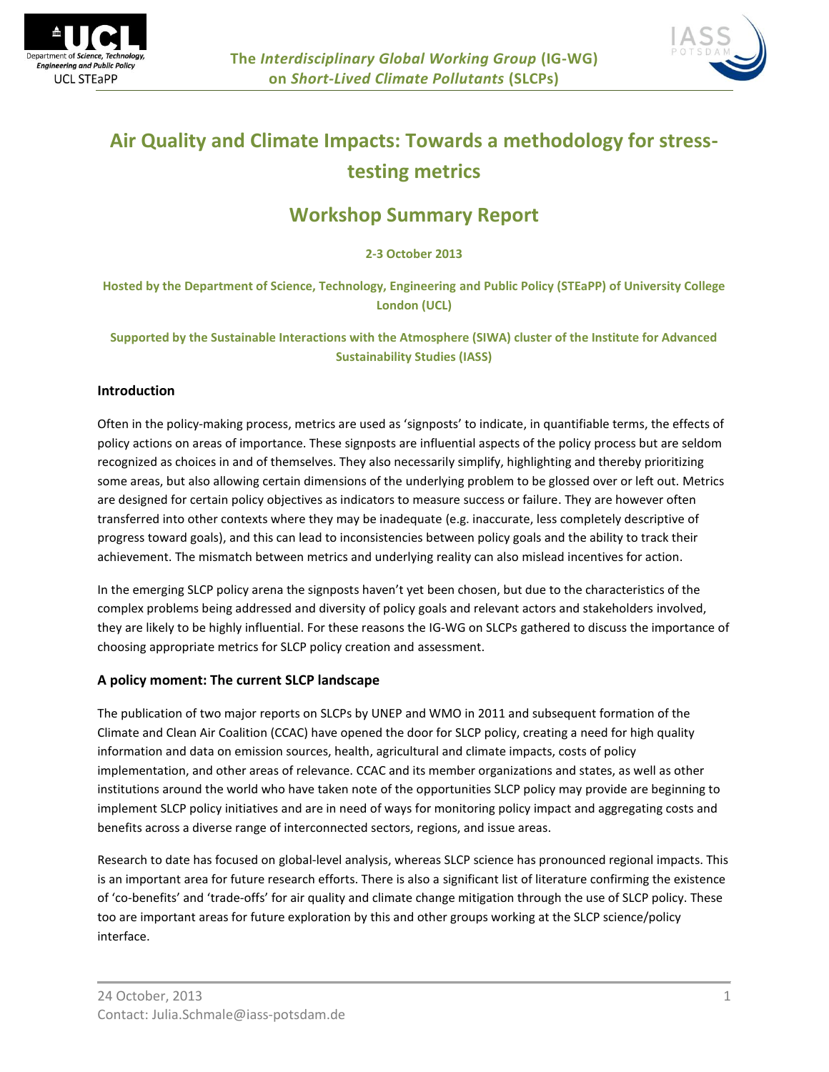The *Interdisciplinary Global Working Group* (IG-WG) on *Short-Lived Climate Pollutants* (SLCPs)

# Air Quality and Climate Impacts: Towards a methodology for stress-testing metrics

## Workshop Summary Report

**2-3 October 2013**

**Hosted by the Department of Science, Technology, Engineering and Public Policy (STEaPP) of University College London (UCL)**

**Supported by the Sustainable Interactions with the Atmosphere (SIWA) cluster of the Institute for Advanced Sustainability Studies (IASS)**

### Introduction

Often in the policy-making process, metrics are used as 'signposts' to indicate, in quantifiable terms, the effects of policy actions on areas of importance. These signposts are influential aspects of the policy process but are seldom recognized as choices in and of themselves. They also necessarily simplify, highlighting and thereby prioritizing some areas, but also allowing certain dimensions of the underlying problem to be glossed over or left out. Metrics are designed for certain policy objectives as indicators to measure success or failure. They are however often transferred into other contexts where they may be inadequate (e.g. inaccurate, less completely descriptive of progress toward goals), and this can lead to inconsistencies between policy goals and the ability to track their achievement. The mismatch between metrics and underlying reality can also mislead incentives for action.

In the emerging SLCP policy arena the signposts haven't yet been chosen, but due to the characteristics of the complex problems being addressed and diversity of policy goals and relevant actors and stakeholders involved, they are likely to be highly influential. For these reasons the IG-WG on SLCPs gathered to discuss the importance of choosing appropriate metrics for SLCP policy creation and assessment.

### A policy moment: The current SLCP landscape

The publication of two major reports on SLCPs by UNEP and WMO in 2011 and subsequent formation of the Climate and Clean Air Coalition (CCAC) have opened the door for SLCP policy, creating a need for high quality information and data on emission sources, health, agricultural and climate impacts, costs of policy implementation, and other areas of relevance. CCAC and its member organizations and states, as well as other institutions around the world who have taken note of the opportunities SLCP policy may provide are beginning to implement SLCP policy initiatives and are in need of ways for monitoring policy impact and aggregating costs and benefits across a diverse range of interconnected sectors, regions, and issue areas.

Research to date has focused on global-level analysis, whereas SLCP science has pronounced regional impacts. This is an important area for future research efforts. There is also a significant list of literature confirming the existence of 'co-benefits' and 'trade-offs' for air quality and climate change mitigation through the use of SLCP policy. These too are important areas for future exploration by this and other groups working at the SLCP science/policy interface.

24 October, 2013
Contact: Julia.Schmale@iass-potsdam.de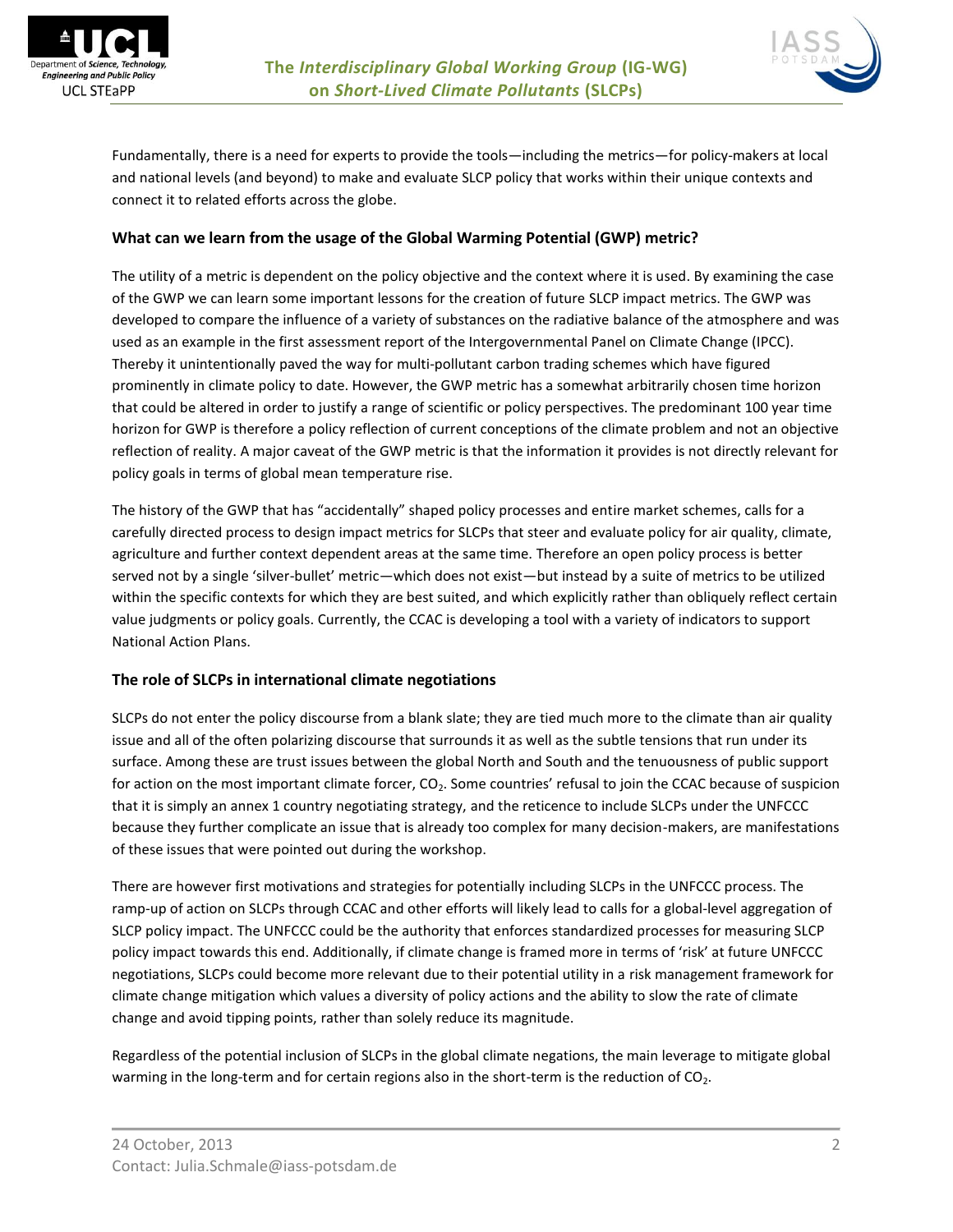Fundamentally, there is a need for experts to provide the tools—including the metrics—for policy-makers at local and national levels (and beyond) to make and evaluate SLCP policy that works within their unique contexts and connect it to related efforts across the globe.

### What can we learn from the usage of the Global Warming Potential (GWP) metric?

The utility of a metric is dependent on the policy objective and the context where it is used. By examining the case of the GWP we can learn some important lessons for the creation of future SLCP impact metrics. The GWP was developed to compare the influence of a variety of substances on the radiative balance of the atmosphere and was used as an example in the first assessment report of the Intergovernmental Panel on Climate Change (IPCC). Thereby it unintentionally paved the way for multi-pollutant carbon trading schemes which have figured prominently in climate policy to date. However, the GWP metric has a somewhat arbitrarily chosen time horizon that could be altered in order to justify a range of scientific or policy perspectives. The predominant 100 year time horizon for GWP is therefore a policy reflection of current conceptions of the climate problem and not an objective reflection of reality. A major caveat of the GWP metric is that the information it provides is not directly relevant for policy goals in terms of global mean temperature rise.

The history of the GWP that has "accidentally" shaped policy processes and entire market schemes, calls for a carefully directed process to design impact metrics for SLCPs that steer and evaluate policy for air quality, climate, agriculture and further context dependent areas at the same time. Therefore an open policy process is better served not by a single 'silver-bullet' metric—which does not exist—but instead by a suite of metrics to be utilized within the specific contexts for which they are best suited, and which explicitly rather than obliquely reflect certain value judgments or policy goals. Currently, the CCAC is developing a tool with a variety of indicators to support National Action Plans.

### The role of SLCPs in international climate negotiations

SLCPs do not enter the policy discourse from a blank slate; they are tied much more to the climate than air quality issue and all of the often polarizing discourse that surrounds it as well as the subtle tensions that run under its surface. Among these are trust issues between the global North and South and the tenuousness of public support for action on the most important climate forcer, $CO_2$. Some countries' refusal to join the CCAC because of suspicion that it is simply an annex 1 country negotiating strategy, and the reticence to include SLCPs under the UNFCCC because they further complicate an issue that is already too complex for many decision-makers, are manifestations of these issues that were pointed out during the workshop.

There are however first motivations and strategies for potentially including SLCPs in the UNFCCC process. The ramp-up of action on SLCPs through CCAC and other efforts will likely lead to calls for a global-level aggregation of SLCP policy impact. The UNFCCC could be the authority that enforces standardized processes for measuring SLCP policy impact towards this end. Additionally, if climate change is framed more in terms of 'risk' at future UNFCCC negotiations, SLCPs could become more relevant due to their potential utility in a risk management framework for climate change mitigation which values a diversity of policy actions and the ability to slow the rate of climate change and avoid tipping points, rather than solely reduce its magnitude.

Regardless of the potential inclusion of SLCPs in the global climate negations, the main leverage to mitigate global warming in the long-term and for certain regions also in the short-term is the reduction of $CO_2$.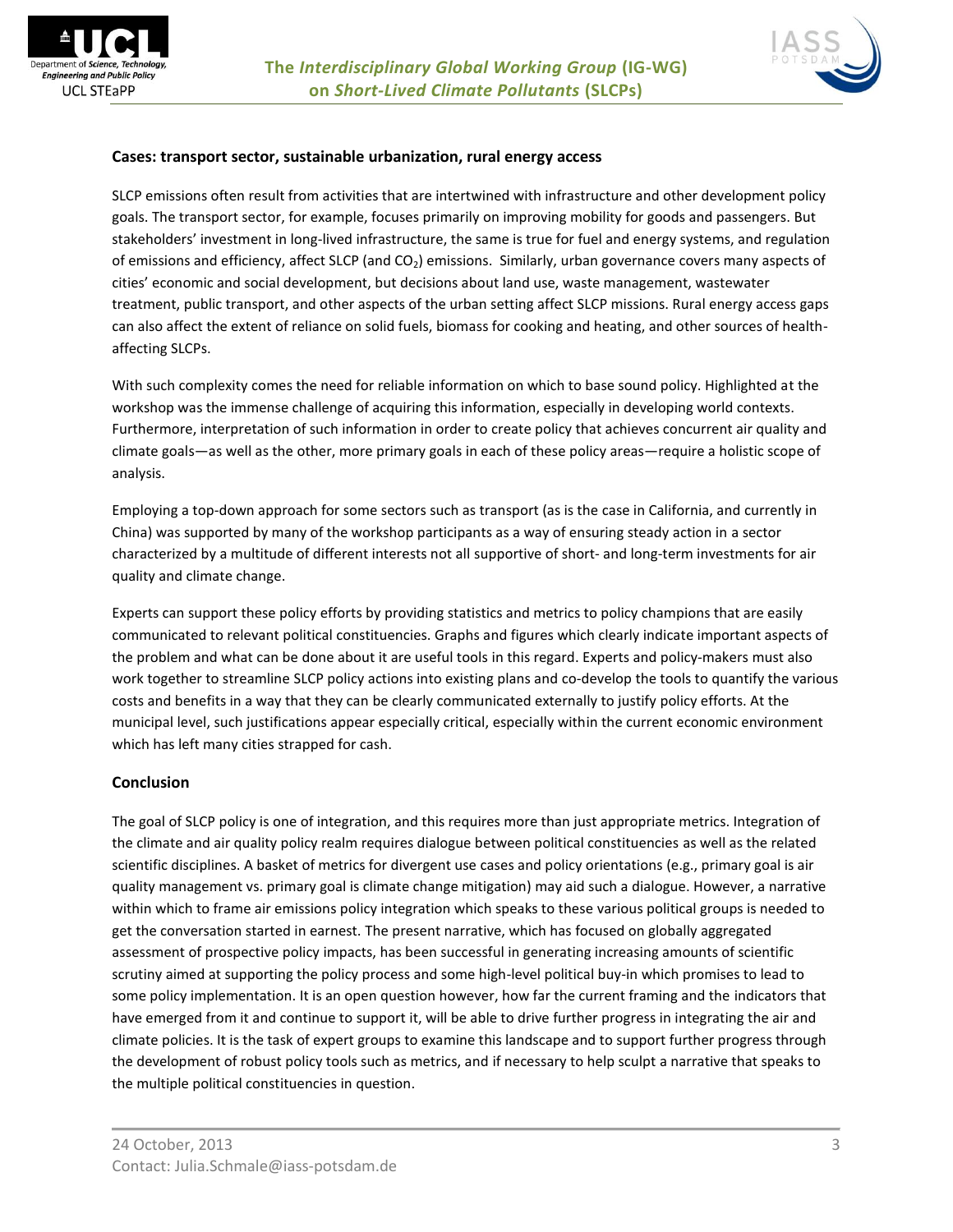### Cases: transport sector, sustainable urbanization, rural energy access

SLCP emissions often result from activities that are intertwined with infrastructure and other development policy goals. The transport sector, for example, focuses primarily on improving mobility for goods and passengers. But stakeholders' investment in long-lived infrastructure, the same is true for fuel and energy systems, and regulation of emissions and efficiency, affect SLCP (and $CO_2$) emissions. Similarly, urban governance covers many aspects of cities' economic and social development, but decisions about land use, waste management, wastewater treatment, public transport, and other aspects of the urban setting affect SLCP missions. Rural energy access gaps can also affect the extent of reliance on solid fuels, biomass for cooking and heating, and other sources of health-affecting SLCPs.

With such complexity comes the need for reliable information on which to base sound policy. Highlighted at the workshop was the immense challenge of acquiring this information, especially in developing world contexts. Furthermore, interpretation of such information in order to create policy that achieves concurrent air quality and climate goals—as well as the other, more primary goals in each of these policy areas—require a holistic scope of analysis.

Employing a top-down approach for some sectors such as transport (as is the case in California, and currently in China) was supported by many of the workshop participants as a way of ensuring steady action in a sector characterized by a multitude of different interests not all supportive of short- and long-term investments for air quality and climate change.

Experts can support these policy efforts by providing statistics and metrics to policy champions that are easily communicated to relevant political constituencies. Graphs and figures which clearly indicate important aspects of the problem and what can be done about it are useful tools in this regard. Experts and policy-makers must also work together to streamline SLCP policy actions into existing plans and co-develop the tools to quantify the various costs and benefits in a way that they can be clearly communicated externally to justify policy efforts. At the municipal level, such justifications appear especially critical, especially within the current economic environment which has left many cities strapped for cash.

### Conclusion

The goal of SLCP policy is one of integration, and this requires more than just appropriate metrics. Integration of the climate and air quality policy realm requires dialogue between political constituencies as well as the related scientific disciplines. A basket of metrics for divergent use cases and policy orientations (e.g., primary goal is air quality management vs. primary goal is climate change mitigation) may aid such a dialogue. However, a narrative within which to frame air emissions policy integration which speaks to these various political groups is needed to get the conversation started in earnest. The present narrative, which has focused on globally aggregated assessment of prospective policy impacts, has been successful in generating increasing amounts of scientific scrutiny aimed at supporting the policy process and some high-level political buy-in which promises to lead to some policy implementation. It is an open question however, how far the current framing and the indicators that have emerged from it and continue to support it, will be able to drive further progress in integrating the air and climate policies. It is the task of expert groups to examine this landscape and to support further progress through the development of robust policy tools such as metrics, and if necessary to help sculpt a narrative that speaks to the multiple political constituencies in question.

24 October, 2013
Contact: Julia.Schmale@iass-potsdam.de